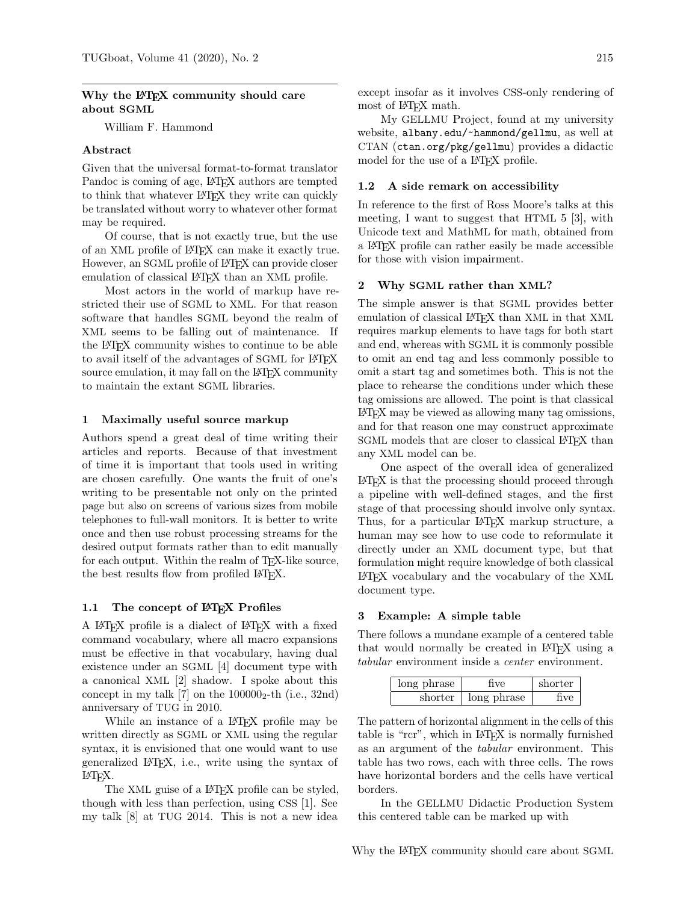# Why the LaTeX community should care about SGML

William F. Hammond

## Abstract

Given that the universal format-to-format translator Pandoc is coming of age, LaTeX authors are tempted to think that whatever LaTeX they write can quickly be translated without worry to whatever other format may be required.

Of course, that is not exactly true, but the use of an XML profile of LaTeX can make it exactly true. However, an SGML profile of LaTeX can provide closer emulation of classical LaTeX than an XML profile.

Most actors in the world of markup have restricted their use of SGML to XML. For that reason software that handles SGML beyond the realm of XML seems to be falling out of maintenance. If the LaTeX community wishes to continue to be able to avail itself of the advantages of SGML for LaTeX source emulation, it may fall on the LaTeX community to maintain the extant SGML libraries.

## 1 Maximally useful source markup

Authors spend a great deal of time writing their articles and reports. Because of that investment of time it is important that tools used in writing are chosen carefully. One wants the fruit of one's writing to be presentable not only on the printed page but also on screens of various sizes from mobile telephones to full-wall monitors. It is better to write once and then use robust processing streams for the desired output formats rather than to edit manually for each output. Within the realm of TeX-like source, the best results flow from profiled LaTeX.

### 1.1 The concept of LaTeX Profiles

A LaTeX profile is a dialect of LaTeX with a fixed command vocabulary, where all macro expansions must be effective in that vocabulary, having dual existence under an SGML [4] document type with a canonical XML [2] shadow. I spoke about this concept in my talk [7] on the $100000_2$-th (i.e., 32nd) anniversary of TUG in 2010.

While an instance of a LaTeX profile may be written directly as SGML or XML using the regular syntax, it is envisioned that one would want to use generalized LaTeX, i.e., write using the syntax of LaTeX.

The XML guise of a LaTeX profile can be styled, though with less than perfection, using CSS [1]. See my talk [8] at TUG 2014. This is not a new idea except insofar as it involves CSS-only rendering of most of LaTeX math.

My GELLMU Project, found at my university website, `albany.edu/~hammond/gellmu`, as well at CTAN (`ctan.org/pkg/gellmu`) provides a didactic model for the use of a LaTeX profile.

### 1.2 A side remark on accessibility

In reference to the first of Ross Moore's talks at this meeting, I want to suggest that HTML 5 [3], with Unicode text and MathML for math, obtained from a LaTeX profile can rather easily be made accessible for those with vision impairment.

## 2 Why SGML rather than XML?

The simple answer is that SGML provides better emulation of classical LaTeX than XML in that XML requires markup elements to have tags for both start and end, whereas with SGML it is commonly possible to omit an end tag and less commonly possible to omit a start tag and sometimes both. This is not the place to rehearse the conditions under which these tag omissions are allowed. The point is that classical LaTeX may be viewed as allowing many tag omissions, and for that reason one may construct approximate SGML models that are closer to classical LaTeX than any XML model can be.

One aspect of the overall idea of generalized LaTeX is that the processing should proceed through a pipeline with well-defined stages, and the first stage of that processing should involve only syntax. Thus, for a particular LaTeX markup structure, a human may see how to use code to reformulate it directly under an XML document type, but that formulation might require knowledge of both classical LaTeX vocabulary and the vocabulary of the XML document type.

## 3 Example: A simple table

There follows a mundane example of a centered table that would normally be created in LaTeX using a *tabular* environment inside a *center* environment.

| long phrase | five | shorter |
|---:|:---:|---:|
| shorter | long phrase | five |

The pattern of horizontal alignment in the cells of this table is "rcr", which in LaTeX is normally furnished as an argument of the *tabular* environment. This table has two rows, each with three cells. The rows have horizontal borders and the cells have vertical borders.

In the GELLMU Didactic Production System this centered table can be marked up with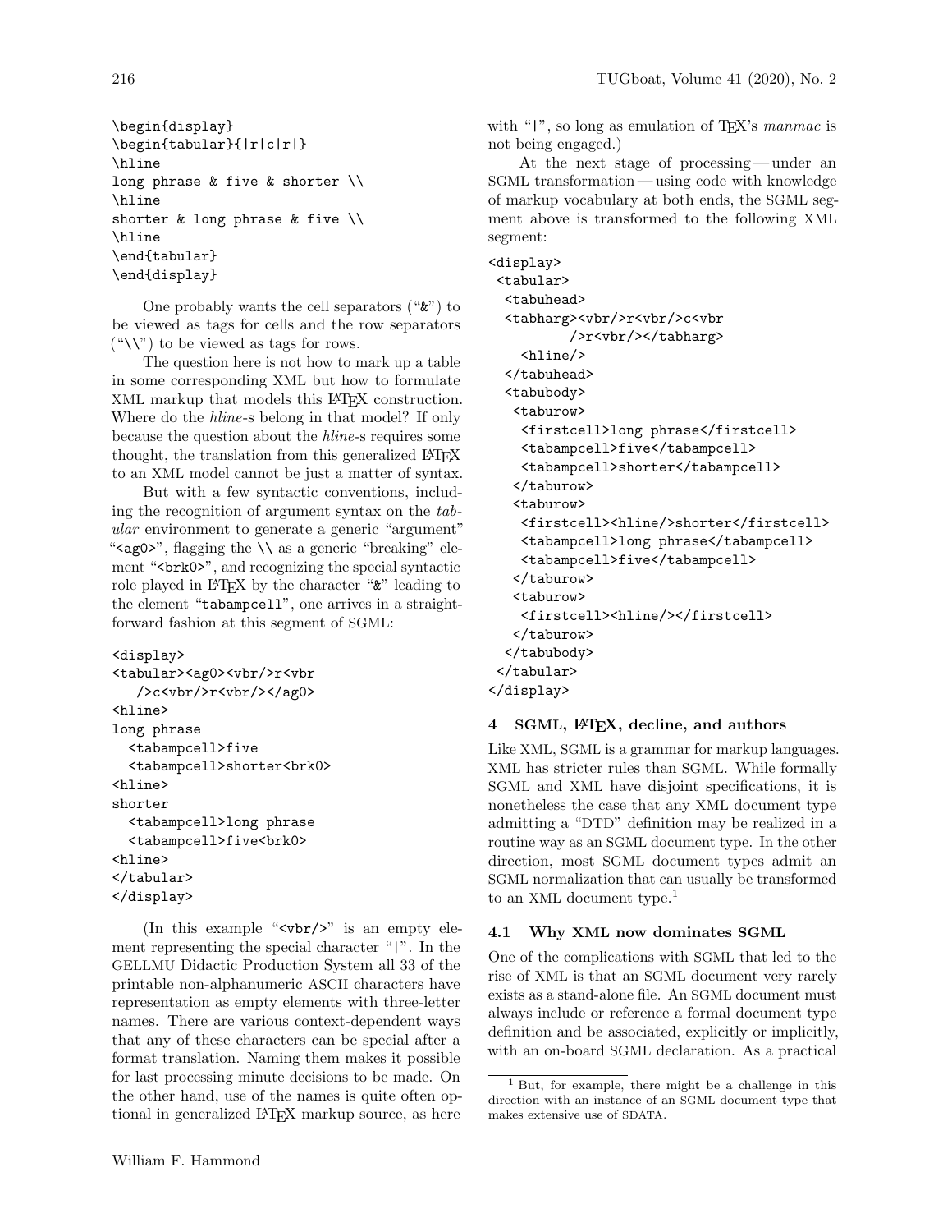```
\begin{display}
\begin{tabular}{|r|c|r|}
\hline
long phrase & five & shorter \\
\hline
shorter & long phrase & five \\
\hline
\end{tabular}
\end{display}
```

One probably wants the cell separators ("&") to be viewed as tags for cells and the row separators ("\\") to be viewed as tags for rows.

The question here is not how to mark up a table in some corresponding XML but how to formulate XML markup that models this LaTeX construction. Where do the *hline*-s belong in that model? If only because the question about the *hline*-s requires some thought, the translation from this generalized LaTeX to an XML model cannot be just a matter of syntax.

But with a few syntactic conventions, including the recognition of argument syntax on the *tabular* environment to generate a generic "argument" "`<ag0>`", flagging the `\\` as a generic "breaking" element "`<brk0>`", and recognizing the special syntactic role played in LaTeX by the character "&" leading to the element "`tabampcell`", one arrives in a straightforward fashion at this segment of SGML:

```
<display>
<tabular><ag0><vbr/>r<vbr
   />c<vbr/>r<vbr/></ag0>
<hline>
long phrase
  <tabampcell>five
  <tabampcell>shorter<brk0>
<hline>
shorter
  <tabampcell>long phrase
  <tabampcell>five<brk0>
<hline>
</tabular>
</display>
```

(In this example "`<vbr/>`" is an empty element representing the special character "|". In the GELLMU Didactic Production System all 33 of the printable non-alphanumeric ASCII characters have representation as empty elements with three-letter names. There are various context-dependent ways that any of these characters can be special after a format translation. Naming them makes it possible for last processing minute decisions to be made. On the other hand, use of the names is quite often optional in generalized LaTeX markup source, as here with "|", so long as emulation of TeX's *manmac* is not being engaged.)

At the next stage of processing — under an SGML transformation — using code with knowledge of markup vocabulary at both ends, the SGML segment above is transformed to the following XML segment:

```
<display>
 <tabular>
  <tabuhead>
  <tabharg><vbr/>r<vbr/>c<vbr
          />r<vbr/></tabharg>
    <hline/>
  </tabuhead>
  <tabubody>
   <taburow>
    <firstcell>long phrase</firstcell>
    <tabampcell>five</tabampcell>
    <tabampcell>shorter</tabampcell>
   </taburow>
   <taburow>
    <firstcell><hline/>shorter</firstcell>
    <tabampcell>long phrase</tabampcell>
    <tabampcell>five</tabampcell>
   </taburow>
   <taburow>
    <firstcell><hline/></firstcell>
   </taburow>
  </tabubody>
 </tabular>
</display>
```

## 4 SGML, LaTeX, decline, and authors

Like XML, SGML is a grammar for markup languages. XML has stricter rules than SGML. While formally SGML and XML have disjoint specifications, it is nonetheless the case that any XML document type admitting a "DTD" definition may be realized in a routine way as an SGML document type. In the other direction, most SGML document types admit an SGML normalization that can usually be transformed to an XML document type.[1]

### 4.1 Why XML now dominates SGML

One of the complications with SGML that led to the rise of XML is that an SGML document very rarely exists as a stand-alone file. An SGML document must always include or reference a formal document type definition and be associated, explicitly or implicitly, with an on-board SGML declaration. As a practical

[1] But, for example, there might be a challenge in this direction with an instance of an SGML document type that makes extensive use of SDATA.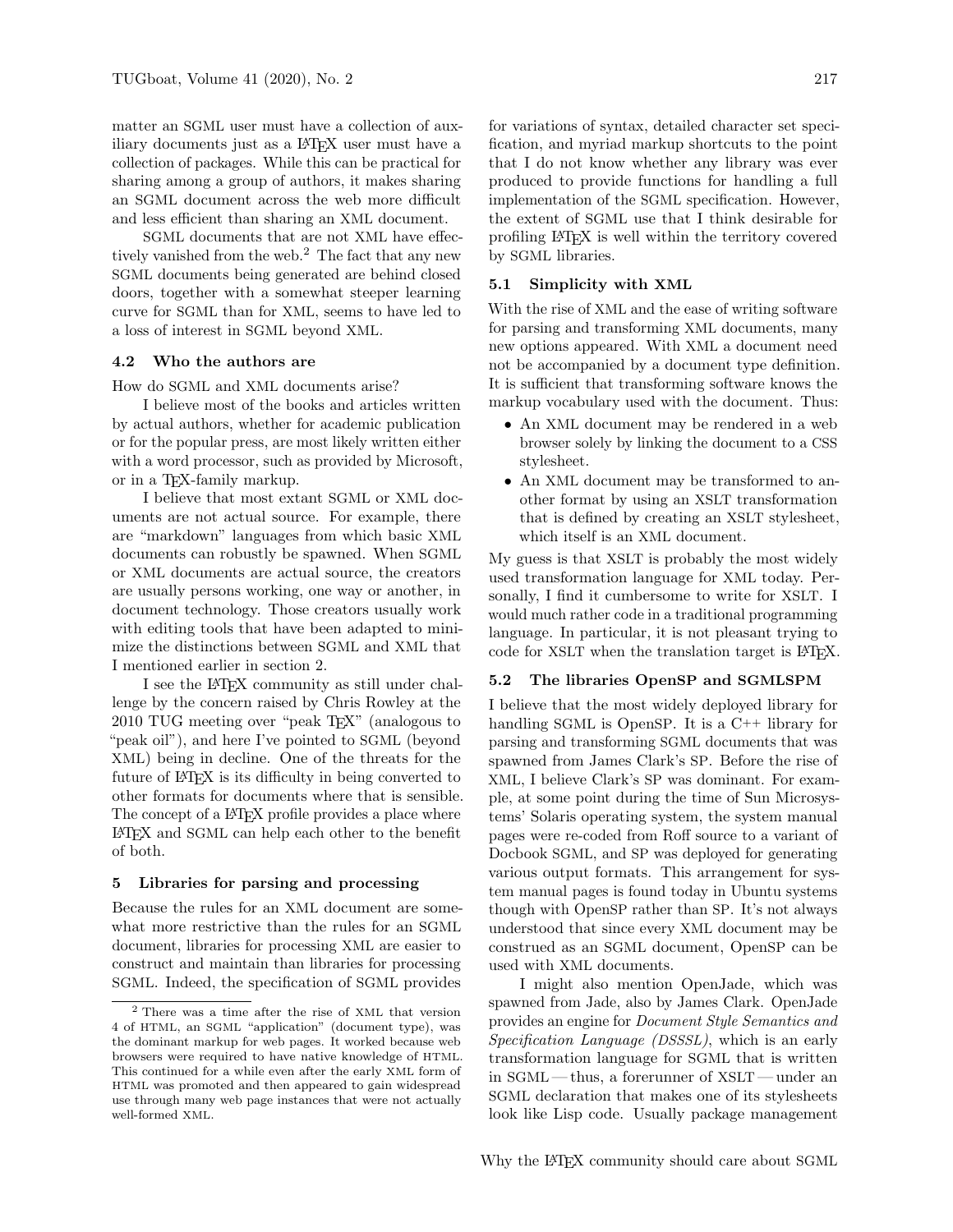matter an SGML user must have a collection of auxiliary documents just as a LaTeX user must have a collection of packages. While this can be practical for sharing among a group of authors, it makes sharing an SGML document across the web more difficult and less efficient than sharing an XML document.

SGML documents that are not XML have effectively vanished from the web.[2] The fact that any new SGML documents being generated are behind closed doors, together with a somewhat steeper learning curve for SGML than for XML, seems to have led to a loss of interest in SGML beyond XML.

### 4.2 Who the authors are

How do SGML and XML documents arise?

I believe most of the books and articles written by actual authors, whether for academic publication or for the popular press, are most likely written either with a word processor, such as provided by Microsoft, or in a TeX-family markup.

I believe that most extant SGML or XML documents are not actual source. For example, there are "markdown" languages from which basic XML documents can robustly be spawned. When SGML or XML documents are actual source, the creators are usually persons working, one way or another, in document technology. Those creators usually work with editing tools that have been adapted to minimize the distinctions between SGML and XML that I mentioned earlier in section 2.

I see the LaTeX community as still under challenge by the concern raised by Chris Rowley at the 2010 TUG meeting over "peak TeX" (analogous to "peak oil"), and here I've pointed to SGML (beyond XML) being in decline. One of the threats for the future of LaTeX is its difficulty in being converted to other formats for documents where that is sensible. The concept of a LaTeX profile provides a place where LaTeX and SGML can help each other to the benefit of both.

## 5 Libraries for parsing and processing

Because the rules for an XML document are somewhat more restrictive than the rules for an SGML document, libraries for processing XML are easier to construct and maintain than libraries for processing SGML. Indeed, the specification of SGML provides for variations of syntax, detailed character set specification, and myriad markup shortcuts to the point that I do not know whether any library was ever produced to provide functions for handling a full implementation of the SGML specification. However, the extent of SGML use that I think desirable for profiling LaTeX is well within the territory covered by SGML libraries.

### 5.1 Simplicity with XML

With the rise of XML and the ease of writing software for parsing and transforming XML documents, many new options appeared. With XML a document need not be accompanied by a document type definition. It is sufficient that transforming software knows the markup vocabulary used with the document. Thus:

- An XML document may be rendered in a web browser solely by linking the document to a CSS stylesheet.
- An XML document may be transformed to another format by using an XSLT transformation that is defined by creating an XSLT stylesheet, which itself is an XML document.

My guess is that XSLT is probably the most widely used transformation language for XML today. Personally, I find it cumbersome to write for XSLT. I would much rather code in a traditional programming language. In particular, it is not pleasant trying to code for XSLT when the translation target is LaTeX.

### 5.2 The libraries OpenSP and SGMLSPM

I believe that the most widely deployed library for handling SGML is OpenSP. It is a C++ library for parsing and transforming SGML documents that was spawned from James Clark's SP. Before the rise of XML, I believe Clark's SP was dominant. For example, at some point during the time of Sun Microsystems' Solaris operating system, the system manual pages were re-coded from Roff source to a variant of Docbook SGML, and SP was deployed for generating various output formats. This arrangement for system manual pages is found today in Ubuntu systems though with OpenSP rather than SP. It's not always understood that since every XML document may be construed as an SGML document, OpenSP can be used with XML documents.

I might also mention OpenJade, which was spawned from Jade, also by James Clark. OpenJade provides an engine for *Document Style Semantics and Specification Language (DSSSL)*, which is an early transformation language for SGML that is written in SGML — thus, a forerunner of XSLT — under an SGML declaration that makes one of its stylesheets look like Lisp code. Usually package management

[2] There was a time after the rise of XML that version 4 of HTML, an SGML "application" (document type), was the dominant markup for web pages. It worked because web browsers were required to have native knowledge of HTML. This continued for a while even after the early XML form of HTML was promoted and then appeared to gain widespread use through many web page instances that were not actually well-formed XML.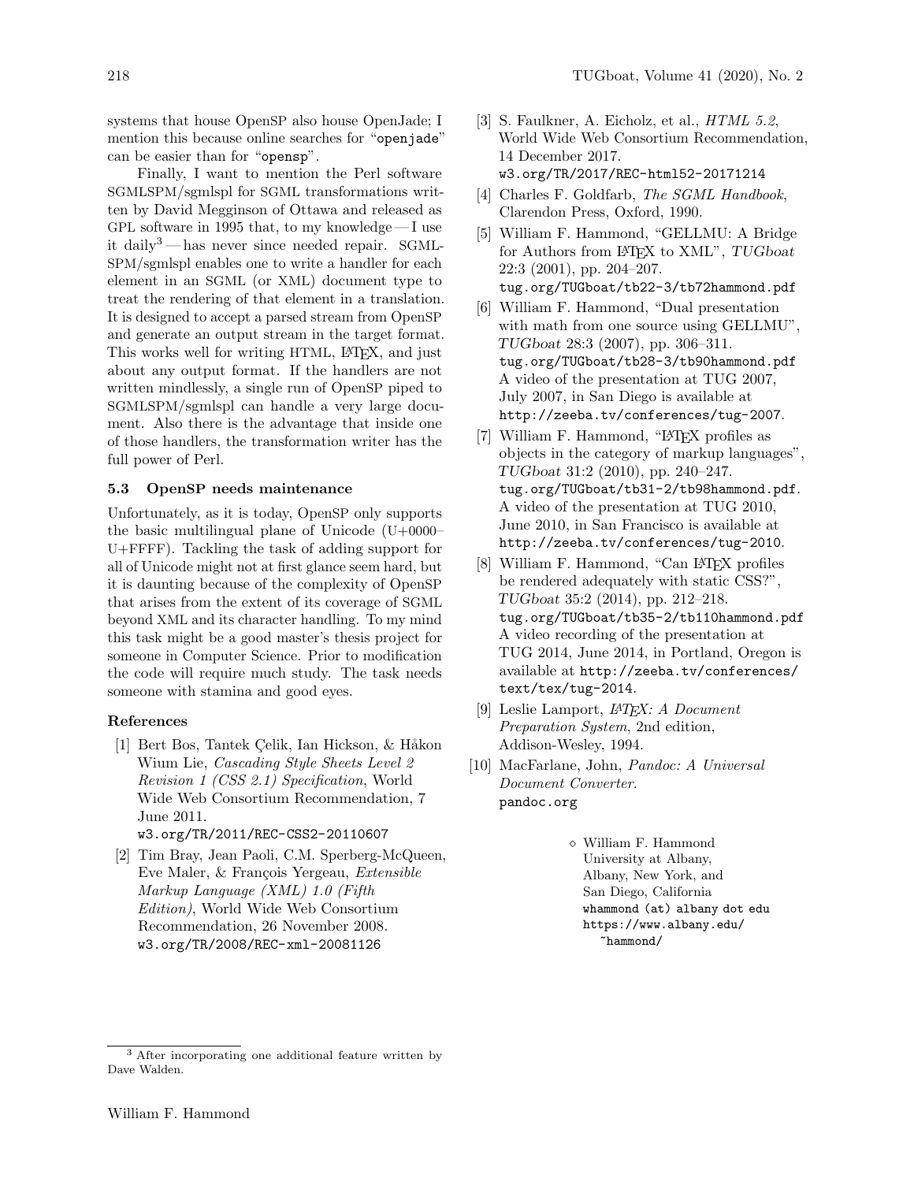systems that house OpenSP also house OpenJade; I mention this because online searches for "openjade" can be easier than for "opensp".

Finally, I want to mention the Perl software SGMLSPM/sgmlspl for SGML transformations written by David Megginson of Ottawa and released as GPL software in 1995 that, to my knowledge — I use it daily[3] — has never since needed repair. SGMLSPM/sgmlspl enables one to write a handler for each element in an SGML (or XML) document type to treat the rendering of that element in a translation. It is designed to accept a parsed stream from OpenSP and generate an output stream in the target format. This works well for writing HTML, LaTeX, and just about any output format. If the handlers are not written mindlessly, a single run of OpenSP piped to SGMLSPM/sgmlspl can handle a very large document. Also there is the advantage that inside one of those handlers, the transformation writer has the full power of Perl.

### 5.3 OpenSP needs maintenance

Unfortunately, as it is today, OpenSP only supports the basic multilingual plane of Unicode (U+0000–U+FFFF). Tackling the task of adding support for all of Unicode might not at first glance seem hard, but it is daunting because of the extent of its coverage of SGML beyond XML and its character handling. To my mind this task might be a good master's thesis project for someone in Computer Science. Prior to modification the code will require much study. The task needs someone with stamina and good eyes.

### References

[1] Bert Bos, Tantek Çelik, Ian Hickson, & Håkon Wium Lie, *Cascading Style Sheets Level 2 Revision 1 (CSS 2.1) Specification*, World Wide Web Consortium Recommendation, 7 June 2011. `w3.org/TR/2011/REC-CSS2-20110607`

[2] Tim Bray, Jean Paoli, C.M. Sperberg-McQueen, Eve Maler, & François Yergeau, *Extensible Markup Language (XML) 1.0 (Fifth Edition)*, World Wide Web Consortium Recommendation, 26 November 2008. `w3.org/TR/2008/REC-xml-20081126`

[3] S. Faulkner, A. Eicholz, et al., *HTML 5.2*, World Wide Web Consortium Recommendation, 14 December 2017. `w3.org/TR/2017/REC-html52-20171214`

[4] Charles F. Goldfarb, *The SGML Handbook*, Clarendon Press, Oxford, 1990.

[5] William F. Hammond, "GELLMU: A Bridge for Authors from LaTeX to XML", *TUGboat* 22:3 (2001), pp. 204–207. `tug.org/TUGboat/tb22-3/tb72hammond.pdf`

[6] William F. Hammond, "Dual presentation with math from one source using GELLMU", *TUGboat* 28:3 (2007), pp. 306–311. `tug.org/TUGboat/tb28-3/tb90hammond.pdf` A video of the presentation at TUG 2007, July 2007, in San Diego is available at `http://zeeba.tv/conferences/tug-2007`.

[7] William F. Hammond, "LaTeX profiles as objects in the category of markup languages", *TUGboat* 31:2 (2010), pp. 240–247. `tug.org/TUGboat/tb31-2/tb98hammond.pdf`. A video of the presentation at TUG 2010, June 2010, in San Francisco is available at `http://zeeba.tv/conferences/tug-2010`.

[8] William F. Hammond, "Can LaTeX profiles be rendered adequately with static CSS?", *TUGboat* 35:2 (2014), pp. 212–218. `tug.org/TUGboat/tb35-2/tb110hammond.pdf` A video recording of the presentation at TUG 2014, June 2014, in Portland, Oregon is available at `http://zeeba.tv/conferences/text/tex/tug-2014`.

[9] Leslie Lamport, *LaTeX: A Document Preparation System*, 2nd edition, Addison-Wesley, 1994.

[10] MacFarlane, John, *Pandoc: A Universal Document Converter*. `pandoc.org`

◇ William F. Hammond
University at Albany,
Albany, New York, and
San Diego, California
`whammond (at) albany dot edu`
`https://www.albany.edu/~hammond/`

[3] After incorporating one additional feature written by Dave Walden.